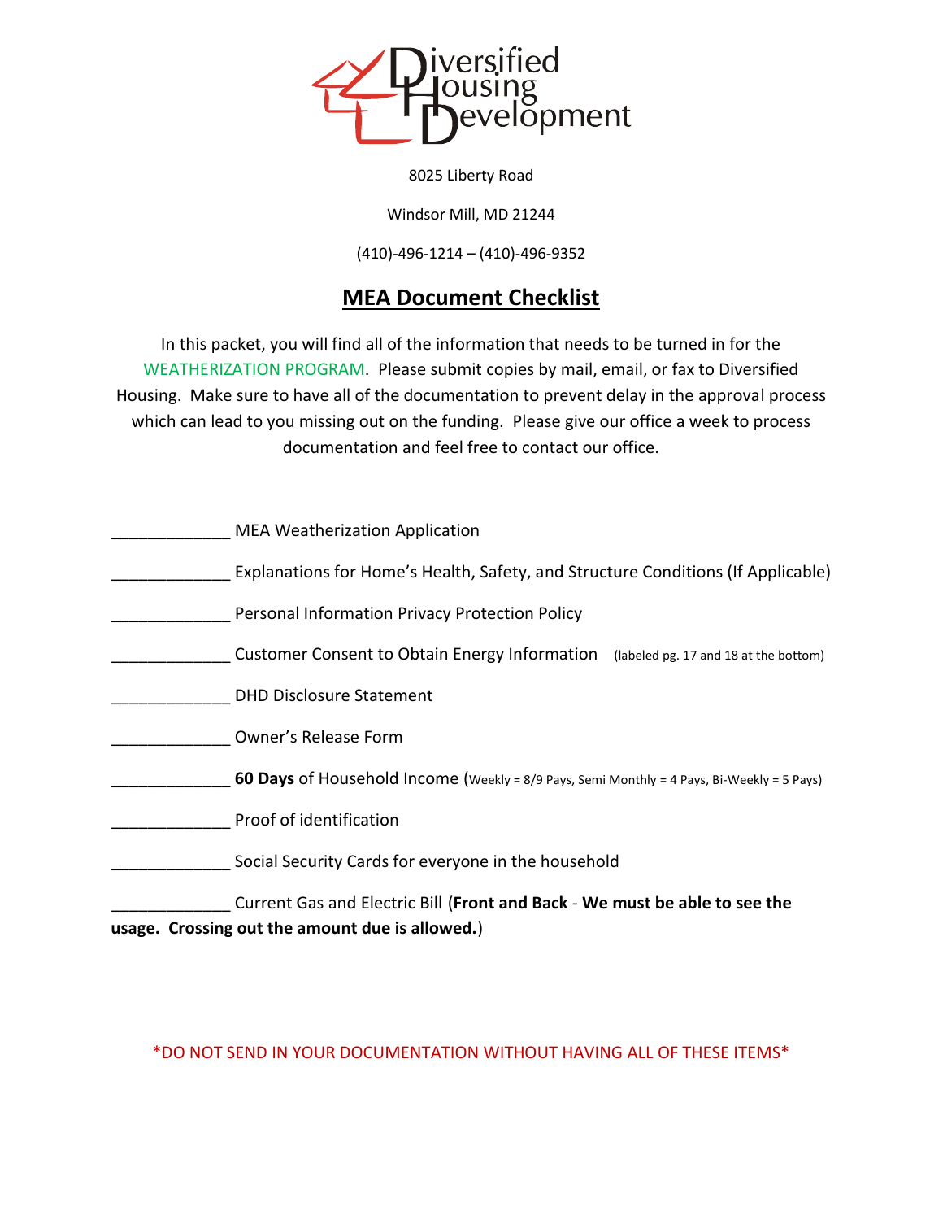Diversified Housing Development

8025 Liberty Road

Windsor Mill, MD 21244

(410)-496-1214 – (410)-496-9352

# MEA Document Checklist

In this packet, you will find all of the information that needs to be turned in for the WEATHERIZATION PROGRAM. Please submit copies by mail, email, or fax to Diversified Housing. Make sure to have all of the documentation to prevent delay in the approval process which can lead to you missing out on the funding. Please give our office a week to process documentation and feel free to contact our office.

_____________ MEA Weatherization Application

_____________ Explanations for Home's Health, Safety, and Structure Conditions (If Applicable)

_____________ Personal Information Privacy Protection Policy

_____________ Customer Consent to Obtain Energy Information (labeled pg. 17 and 18 at the bottom)

_____________ DHD Disclosure Statement

_____________ Owner's Release Form

_____________ **60 Days** of Household Income (Weekly = 8/9 Pays, Semi Monthly = 4 Pays, Bi-Weekly = 5 Pays)

_____________ Proof of identification

_____________ Social Security Cards for everyone in the household

_____________ Current Gas and Electric Bill (**Front and Back** - **We must be able to see the usage. Crossing out the amount due is allowed.**)

*DO NOT SEND IN YOUR DOCUMENTATION WITHOUT HAVING ALL OF THESE ITEMS*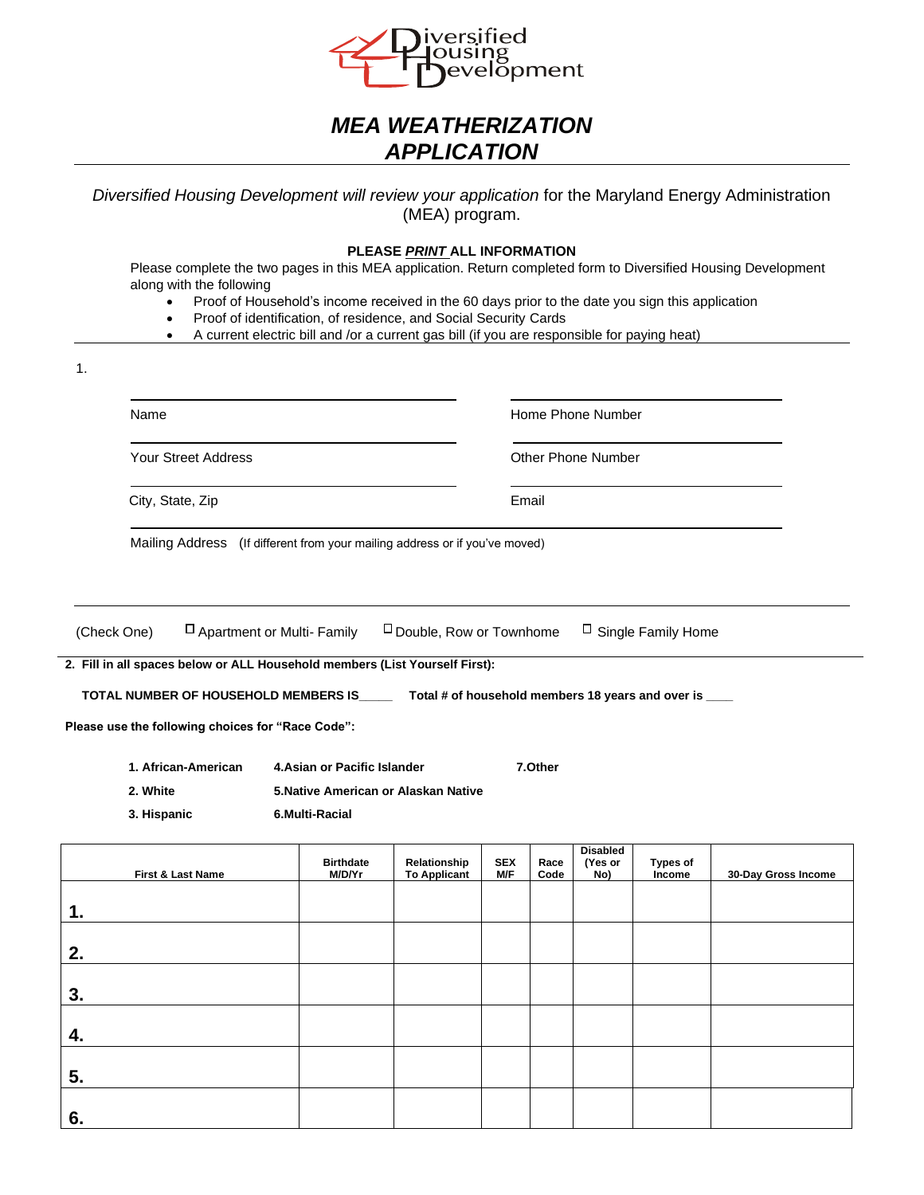Diversified Housing Development

# MEA WEATHERIZATION APPLICATION

*Diversified Housing Development will review your application* for the Maryland Energy Administration (MEA) program.

**PLEASE *PRINT* ALL INFORMATION**

Please complete the two pages in this MEA application. Return completed form to Diversified Housing Development along with the following

- Proof of Household's income received in the 60 days prior to the date you sign this application
- Proof of identification, of residence, and Social Security Cards
- A current electric bill and /or a current gas bill (if you are responsible for paying heat)

1.

Name ______________________ Home Phone Number ______________________

Your Street Address ______________________ Other Phone Number ______________________

City, State, Zip ______________________ Email ______________________

Mailing Address (If different from your mailing address or if you've moved) ______________________

(Check One) ☐ Apartment or Multi- Family ☐ Double, Row or Townhome ☐ Single Family Home

**2. Fill in all spaces below or ALL Household members (List Yourself First):**

**TOTAL NUMBER OF HOUSEHOLD MEMBERS IS_____ Total # of household members 18 years and over is ____**

**Please use the following choices for "Race Code":**

**1. African-American** **4.Asian or Pacific Islander** **7.Other**

**2. White** **5.Native American or Alaskan Native**

**3. Hispanic** **6.Multi-Racial**

| First & Last Name | Birthdate M/D/Yr | Relationship To Applicant | SEX M/F | Race Code | Disabled (Yes or No) | Types of Income | 30-Day Gross Income |
|---|---|---|---|---|---|---|---|
| 1. | | | | | | | |
| 2. | | | | | | | |
| 3. | | | | | | | |
| 4. | | | | | | | |
| 5. | | | | | | | |
| 6. | | | | | | | |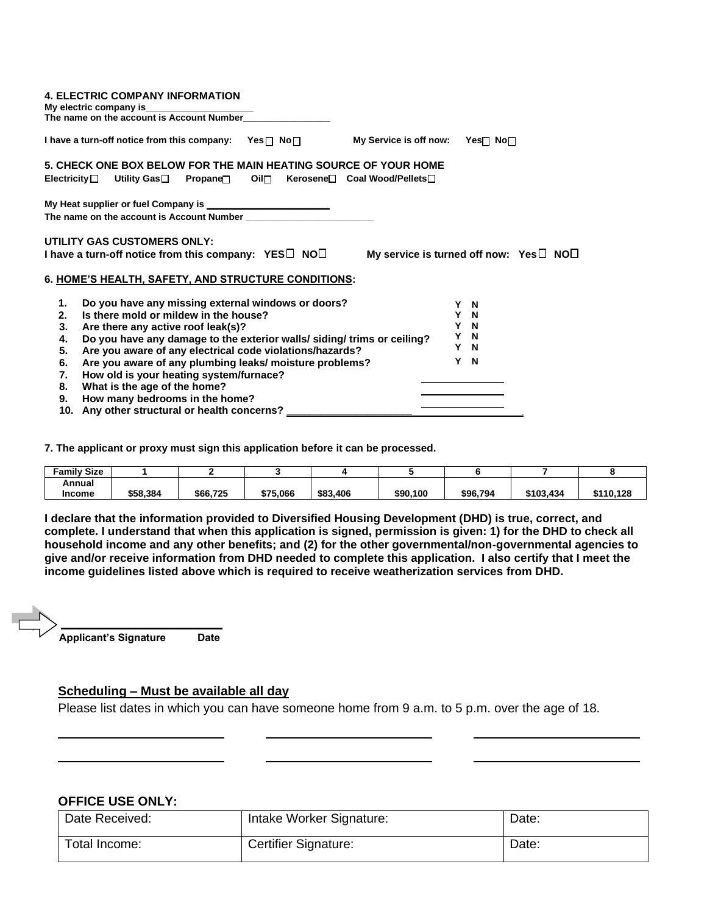**4. ELECTRIC COMPANY INFORMATION**

**My electric company is____________________**

**The name on the account is Account Number________________**

**I have a turn-off notice from this company: Yes ☐ No ☐ My Service is off now: Yes ☐ No ☐**

**5. CHECK ONE BOX BELOW FOR THE MAIN HEATING SOURCE OF YOUR HOME**

**Electricity ☐ Utility Gas ☐ Propane ☐ Oil ☐ Kerosene ☐ Coal Wood/Pellets ☐**

**My Heat supplier or fuel Company is ______________________**

**The name on the account is Account Number ________________________**

**UTILITY GAS CUSTOMERS ONLY:**

**I have a turn-off notice from this company: YES ☐ NO ☐ My service is turned off now: Yes ☐ NO ☐**

**6. HOME'S HEALTH, SAFETY, AND STRUCTURE CONDITIONS:**

1. **Do you have any missing external windows or doors?** Y N
2. **Is there mold or mildew in the house?** Y N
3. **Are there any active roof leak(s)?** Y N
4. **Do you have any damage to the exterior walls/ siding/ trims or ceiling?** Y N
5. **Are you aware of any electrical code violations/hazards?** Y N
6. **Are you aware of any plumbing leaks/ moisture problems?** Y N
7. **How old is your heating system/furnace?** ______________
8. **What is the age of the home?** ______________
9. **How many bedrooms in the home?** ______________
10. **Any other structural or health concerns?** ______________________________________

**7. The applicant or proxy must sign this application before it can be processed.**

| Family Size | 1 | 2 | 3 | 4 | 5 | 6 | 7 | 8 |
|---|---|---|---|---|---|---|---|---|
| Annual Income | $58,384 | $66,725 | $75,066 | $83,406 | $90,100 | $96,794 | $103,434 | $110,128 |

**I declare that the information provided to Diversified Housing Development (DHD) is true, correct, and complete. I understand that when this application is signed, permission is given: 1) for the DHD to check all household income and any other benefits; and (2) for the other governmental/non-governmental agencies to give and/or receive information from DHD needed to complete this application. I also certify that I meet the income guidelines listed above which is required to receive weatherization services from DHD.**

__________________________

**Applicant's Signature Date**

**Scheduling – Must be available all day**

Please list dates in which you can have someone home from 9 a.m. to 5 p.m. over the age of 18.

______________________ ______________________ ______________________

______________________ ______________________ ______________________

**OFFICE USE ONLY:**

| Date Received: | Intake Worker Signature: | Date: |
|---|---|---|
| Total Income: | Certifier Signature: | Date: |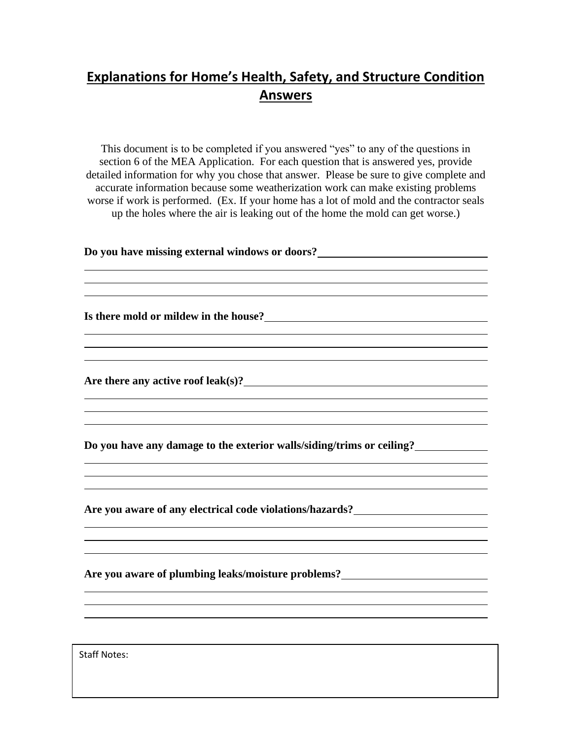## Explanations for Home's Health, Safety, and Structure Condition Answers

This document is to be completed if you answered "yes" to any of the questions in section 6 of the MEA Application. For each question that is answered yes, provide detailed information for why you chose that answer. Please be sure to give complete and accurate information because some weatherization work can make existing problems worse if work is performed. (Ex. If your home has a lot of mold and the contractor seals up the holes where the air is leaking out of the home the mold can get worse.)

**Do you have missing external windows or doors?** ______________________________

______________________________________________________________________

______________________________________________________________________

______________________________________________________________________

**Is there mold or mildew in the house?** ______________________________

______________________________________________________________________

______________________________________________________________________

______________________________________________________________________

**Are there any active roof leak(s)?** ______________________________

______________________________________________________________________

______________________________________________________________________

______________________________________________________________________

**Do you have any damage to the exterior walls/siding/trims or ceiling?** ____________

______________________________________________________________________

______________________________________________________________________

______________________________________________________________________

**Are you aware of any electrical code violations/hazards?** ______________________

______________________________________________________________________

______________________________________________________________________

______________________________________________________________________

**Are you aware of plumbing leaks/moisture problems?** ______________________

______________________________________________________________________

______________________________________________________________________

______________________________________________________________________

| Staff Notes: |
|---|
| |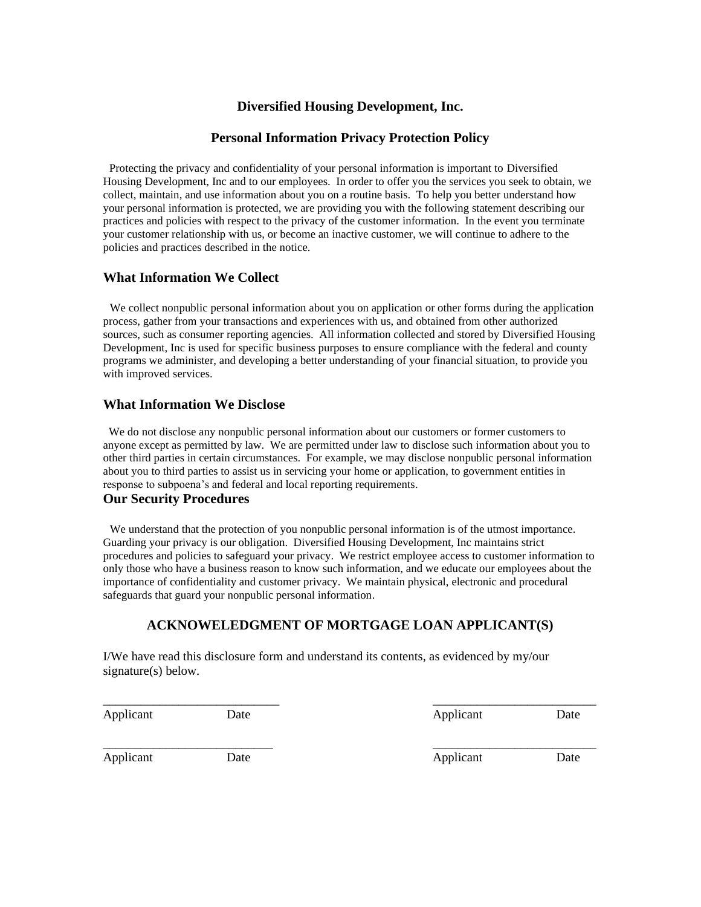# Diversified Housing Development, Inc.

## Personal Information Privacy Protection Policy

Protecting the privacy and confidentiality of your personal information is important to Diversified Housing Development, Inc and to our employees. In order to offer you the services you seek to obtain, we collect, maintain, and use information about you on a routine basis. To help you better understand how your personal information is protected, we are providing you with the following statement describing our practices and policies with respect to the privacy of the customer information. In the event you terminate your customer relationship with us, or become an inactive customer, we will continue to adhere to the policies and practices described in the notice.

### What Information We Collect

We collect nonpublic personal information about you on application or other forms during the application process, gather from your transactions and experiences with us, and obtained from other authorized sources, such as consumer reporting agencies. All information collected and stored by Diversified Housing Development, Inc is used for specific business purposes to ensure compliance with the federal and county programs we administer, and developing a better understanding of your financial situation, to provide you with improved services.

### What Information We Disclose

We do not disclose any nonpublic personal information about our customers or former customers to anyone except as permitted by law. We are permitted under law to disclose such information about you to other third parties in certain circumstances. For example, we may disclose nonpublic personal information about you to third parties to assist us in servicing your home or application, to government entities in response to subpoena's and federal and local reporting requirements.

### Our Security Procedures

We understand that the protection of you nonpublic personal information is of the utmost importance. Guarding your privacy is our obligation. Diversified Housing Development, Inc maintains strict procedures and policies to safeguard your privacy. We restrict employee access to customer information to only those who have a business reason to know such information, and we educate our employees about the importance of confidentiality and customer privacy. We maintain physical, electronic and procedural safeguards that guard your nonpublic personal information.

## ACKNOWELEDGMENT OF MORTGAGE LOAN APPLICANT(S)

I/We have read this disclosure form and understand its contents, as evidenced by my/our signature(s) below.

\_\_\_\_\_\_\_\_\_\_\_\_\_\_\_\_\_\_\_\_\_\_\_\_\_\_\_\_ &nbsp;&nbsp;&nbsp;&nbsp; \_\_\_\_\_\_\_\_\_\_\_\_\_\_\_\_\_\_\_\_\_\_\_\_\_\_\_\_
Applicant &nbsp;&nbsp; Date &nbsp;&nbsp;&nbsp;&nbsp; Applicant &nbsp;&nbsp; Date

\_\_\_\_\_\_\_\_\_\_\_\_\_\_\_\_\_\_\_\_\_\_\_\_\_\_\_\_ &nbsp;&nbsp;&nbsp;&nbsp; \_\_\_\_\_\_\_\_\_\_\_\_\_\_\_\_\_\_\_\_\_\_\_\_\_\_\_\_
Applicant &nbsp;&nbsp; Date &nbsp;&nbsp;&nbsp;&nbsp; Applicant &nbsp;&nbsp; Date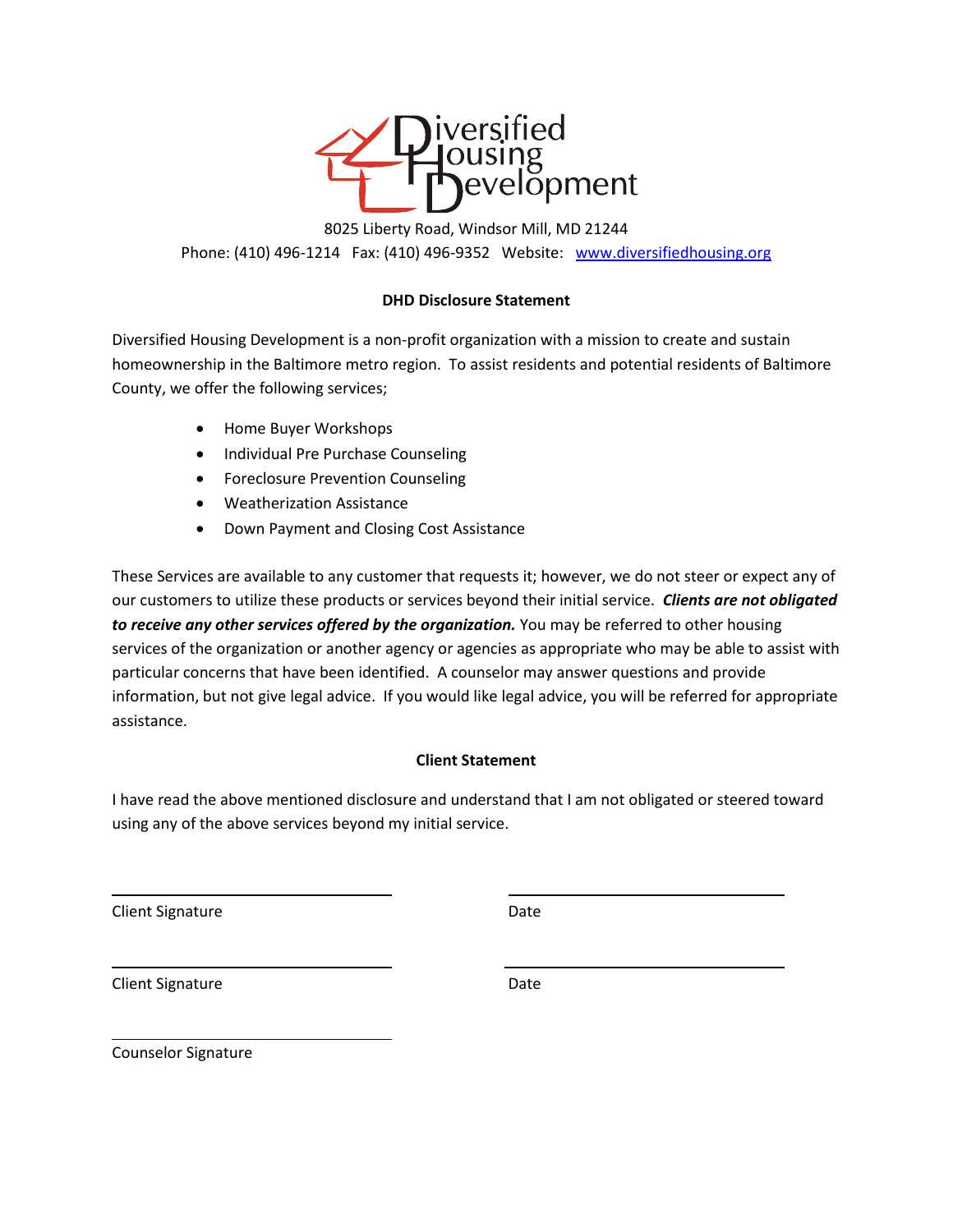Diversified Housing Development

8025 Liberty Road, Windsor Mill, MD 21244

Phone: (410) 496-1214   Fax: (410) 496-9352   Website: [www.diversifiedhousing.org](http://www.diversifiedhousing.org)

**DHD Disclosure Statement**

Diversified Housing Development is a non-profit organization with a mission to create and sustain homeownership in the Baltimore metro region. To assist residents and potential residents of Baltimore County, we offer the following services;

- Home Buyer Workshops
- Individual Pre Purchase Counseling
- Foreclosure Prevention Counseling
- Weatherization Assistance
- Down Payment and Closing Cost Assistance

These Services are available to any customer that requests it; however, we do not steer or expect any of our customers to utilize these products or services beyond their initial service. ***Clients are not obligated to receive any other services offered by the organization.*** You may be referred to other housing services of the organization or another agency or agencies as appropriate who may be able to assist with particular concerns that have been identified. A counselor may answer questions and provide information, but not give legal advice. If you would like legal advice, you will be referred for appropriate assistance.

**Client Statement**

I have read the above mentioned disclosure and understand that I am not obligated or steered toward using any of the above services beyond my initial service.

______________________________          ______________________________

Client Signature                                        Date

______________________________          ______________________________

Client Signature                                        Date

______________________________

Counselor Signature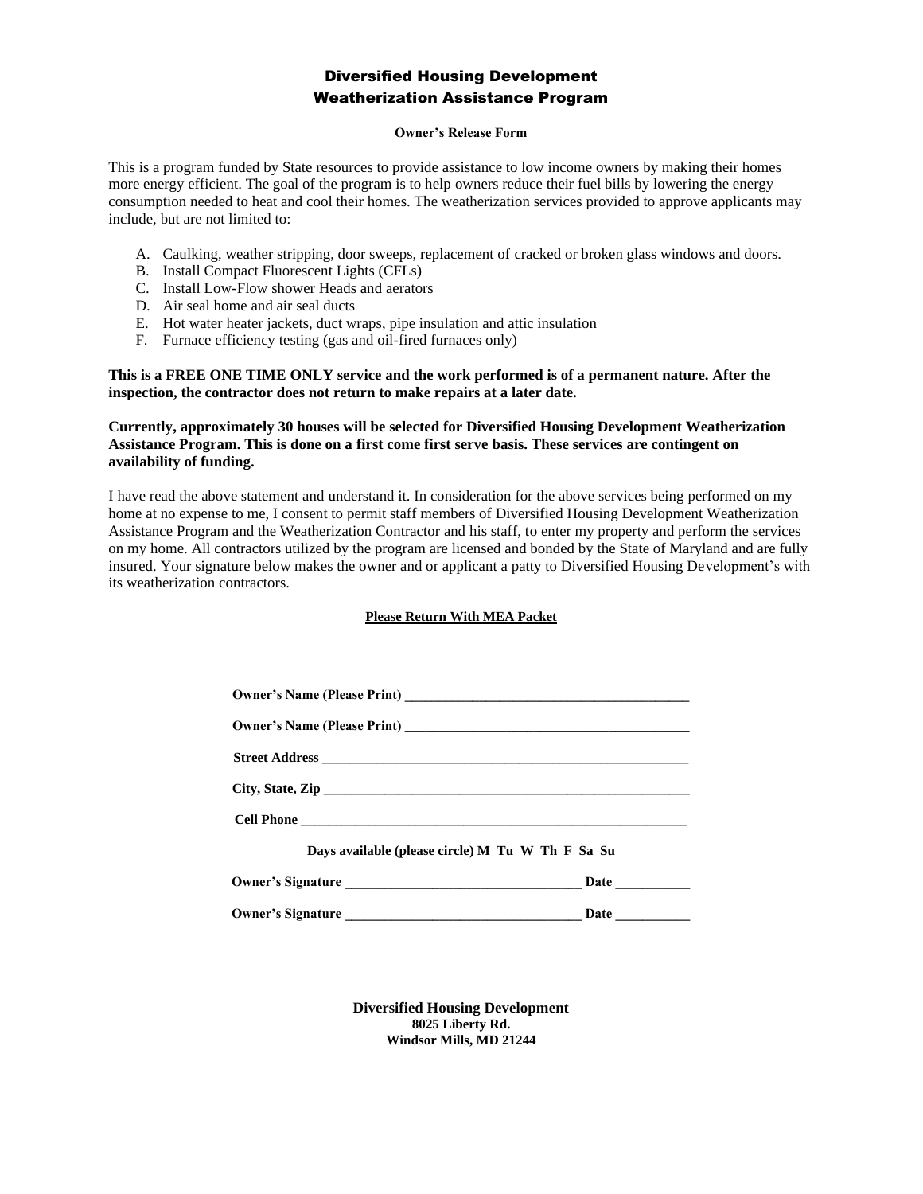# Diversified Housing Development
# Weatherization Assistance Program

**Owner's Release Form**

This is a program funded by State resources to provide assistance to low income owners by making their homes more energy efficient. The goal of the program is to help owners reduce their fuel bills by lowering the energy consumption needed to heat and cool their homes. The weatherization services provided to approve applicants may include, but are not limited to:

A. Caulking, weather stripping, door sweeps, replacement of cracked or broken glass windows and doors.
B. Install Compact Fluorescent Lights (CFLs)
C. Install Low-Flow shower Heads and aerators
D. Air seal home and air seal ducts
E. Hot water heater jackets, duct wraps, pipe insulation and attic insulation
F. Furnace efficiency testing (gas and oil-fired furnaces only)

**This is a FREE ONE TIME ONLY service and the work performed is of a permanent nature. After the inspection, the contractor does not return to make repairs at a later date.**

**Currently, approximately 30 houses will be selected for Diversified Housing Development Weatherization Assistance Program. This is done on a first come first serve basis. These services are contingent on availability of funding.**

I have read the above statement and understand it. In consideration for the above services being performed on my home at no expense to me, I consent to permit staff members of Diversified Housing Development Weatherization Assistance Program and the Weatherization Contractor and his staff, to enter my property and perform the services on my home. All contractors utilized by the program are licensed and bonded by the State of Maryland and are fully insured. Your signature below makes the owner and or applicant a patty to Diversified Housing Development's with its weatherization contractors.

**Please Return With MEA Packet**

**Owner's Name (Please Print)** ___________________________________________

**Owner's Name (Please Print)** ___________________________________________

**Street Address** ___________________________________________________

**City, State, Zip** ___________________________________________________

**Cell Phone** ______________________________________________________

**Days available (please circle) M Tu W Th F Sa Su**

**Owner's Signature** ____________________________________ **Date** ___________

**Owner's Signature** ____________________________________ **Date** ___________

**Diversified Housing Development**
**8025 Liberty Rd.**
**Windsor Mills, MD 21244**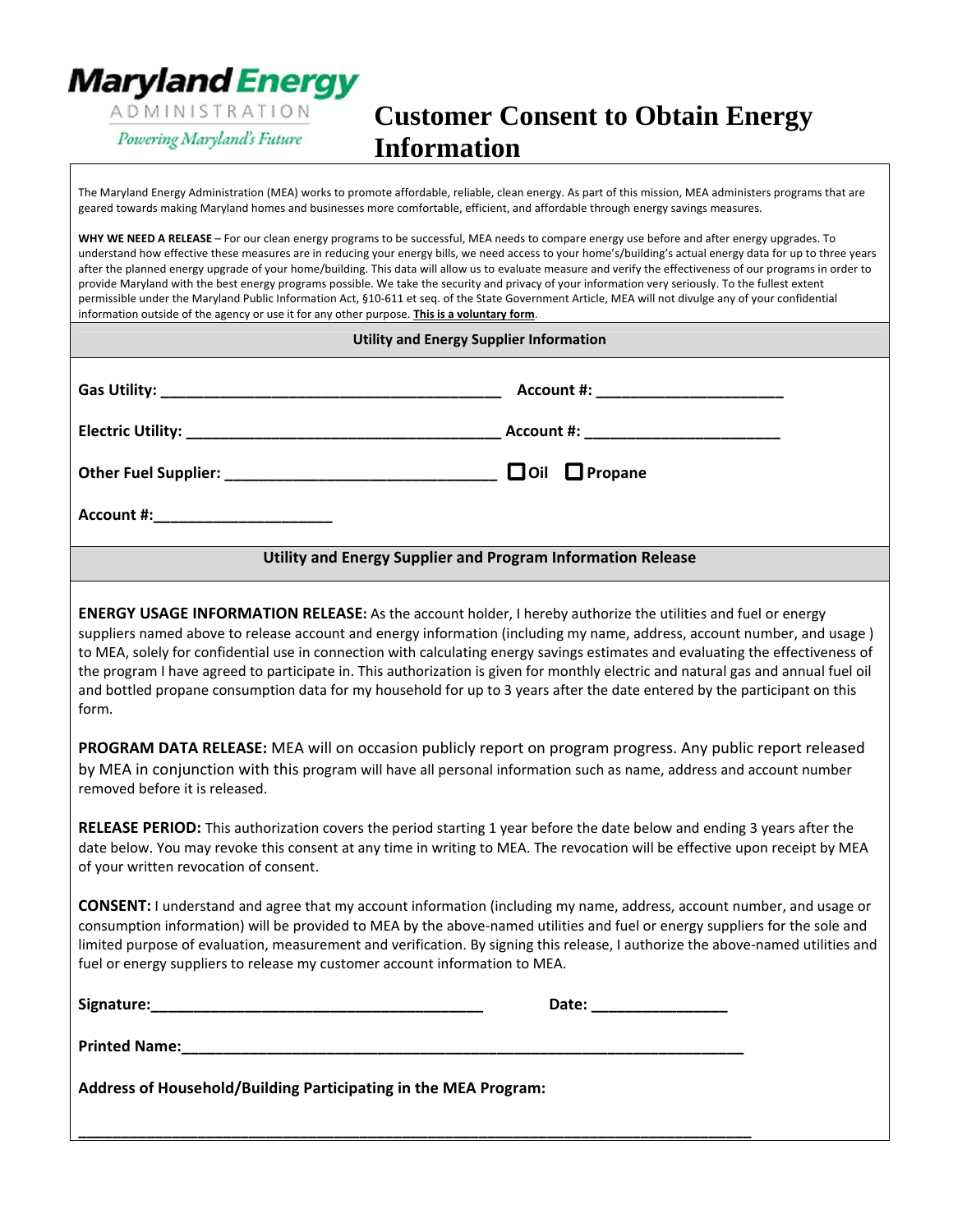Maryland Energy

ADMINISTRATION

*Powering Maryland's Future*

# Customer Consent to Obtain Energy Information

The Maryland Energy Administration (MEA) works to promote affordable, reliable, clean energy. As part of this mission, MEA administers programs that are geared towards making Maryland homes and businesses more comfortable, efficient, and affordable through energy savings measures.

**WHY WE NEED A RELEASE** – For our clean energy programs to be successful, MEA needs to compare energy use before and after energy upgrades. To understand how effective these measures are in reducing your energy bills, we need access to your home's/building's actual energy data for up to three years after the planned energy upgrade of your home/building. This data will allow us to evaluate measure and verify the effectiveness of our programs in order to provide Maryland with the best energy programs possible. We take the security and privacy of your information very seriously. To the fullest extent permissible under the Maryland Public Information Act, §10-611 et seq. of the State Government Article, MEA will not divulge any of your confidential information outside of the agency or use it for any other purpose. **This is a voluntary form**.

## Utility and Energy Supplier Information

**Gas Utility:** ________________________________________ **Account #:** ______________________

**Electric Utility:** ____________________________________ **Account #:** ______________________

**Other Fuel Supplier:** ________________________________ ☐ **Oil** ☐ **Propane**

**Account #:**_____________________

## Utility and Energy Supplier and Program Information Release

**ENERGY USAGE INFORMATION RELEASE:** As the account holder, I hereby authorize the utilities and fuel or energy suppliers named above to release account and energy information (including my name, address, account number, and usage ) to MEA, solely for confidential use in connection with calculating energy savings estimates and evaluating the effectiveness of the program I have agreed to participate in. This authorization is given for monthly electric and natural gas and annual fuel oil and bottled propane consumption data for my household for up to 3 years after the date entered by the participant on this form.

**PROGRAM DATA RELEASE:** MEA will on occasion publicly report on program progress. Any public report released by MEA in conjunction with this program will have all personal information such as name, address and account number removed before it is released.

**RELEASE PERIOD:** This authorization covers the period starting 1 year before the date below and ending 3 years after the date below. You may revoke this consent at any time in writing to MEA. The revocation will be effective upon receipt by MEA of your written revocation of consent.

**CONSENT:** I understand and agree that my account information (including my name, address, account number, and usage or consumption information) will be provided to MEA by the above-named utilities and fuel or energy suppliers for the sole and limited purpose of evaluation, measurement and verification. By signing this release, I authorize the above-named utilities and fuel or energy suppliers to release my customer account information to MEA.

**Signature:**_______________________________________ **Date:** ________________

**Printed Name:**____________________________________________________________________

**Address of Household/Building Participating in the MEA Program:**

____________________________________________________________________________________